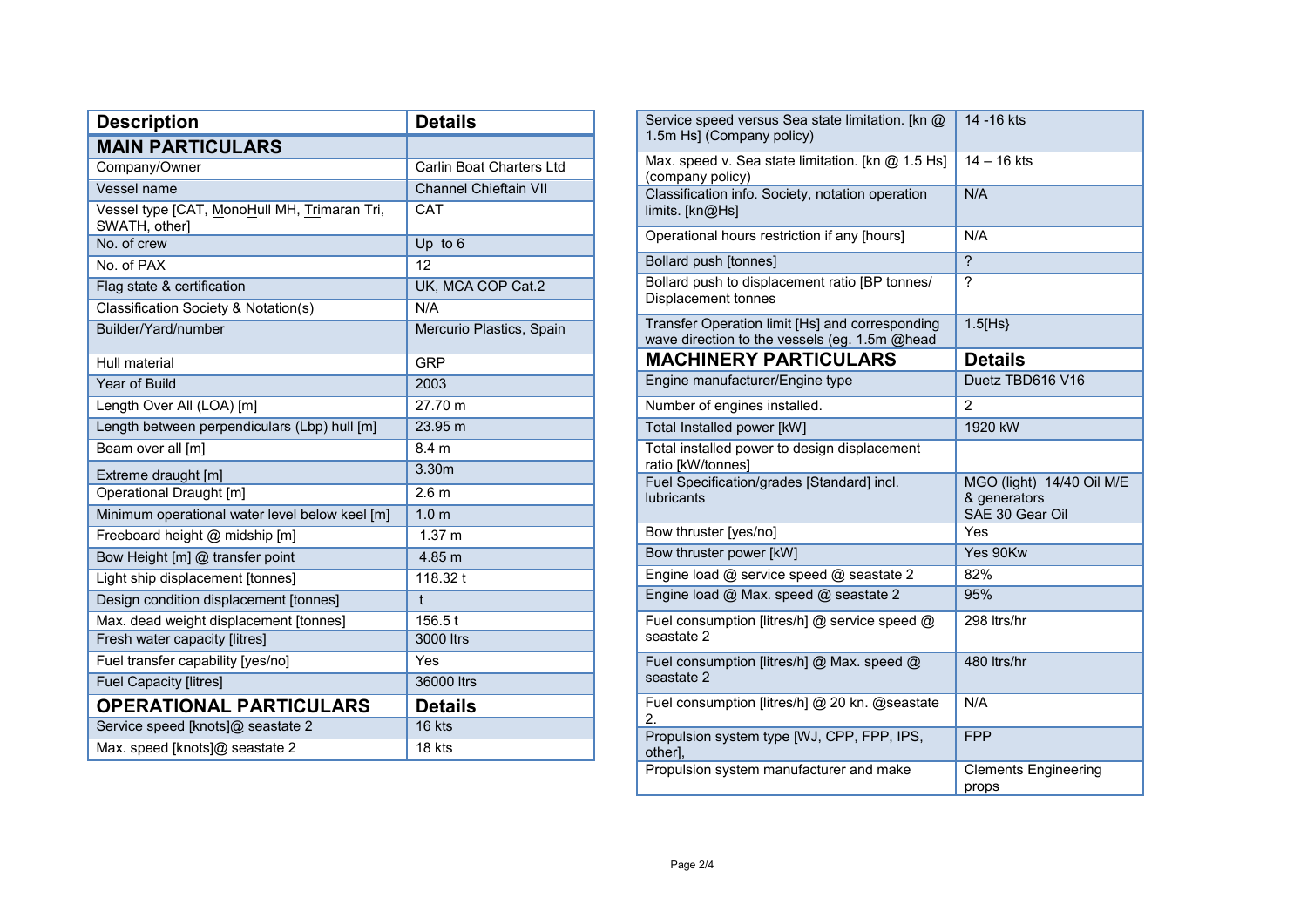| Description | Details |
|---|---|
| **MAIN PARTICULARS** | |
| Company/Owner | Carlin Boat Charters Ltd |
| Vessel name | Channel Chieftain VII |
| Vessel type [CAT, MonoHull MH, Trimaran Tri, SWATH, other] | CAT |
| No. of crew | Up to 6 |
| No. of PAX | 12 |
| Flag state & certification | UK, MCA COP Cat.2 |
| Classification Society & Notation(s) | N/A |
| Builder/Yard/number | Mercurio Plastics, Spain |
| Hull material | GRP |
| Year of Build | 2003 |
| Length Over All (LOA) [m] | 27.70 m |
| Length between perpendiculars (Lbp) hull [m] | 23.95 m |
| Beam over all [m] | 8.4 m |
| Extreme draught [m] | 3.30m |
| Operational Draught [m] | 2.6 m |
| Minimum operational water level below keel [m] | 1.0 m |
| Freeboard height @ midship [m] | 1.37 m |
| Bow Height [m] @ transfer point | 4.85 m |
| Light ship displacement [tonnes] | 118.32 t |
| Design condition displacement [tonnes] | t |
| Max. dead weight displacement [tonnes] | 156.5 t |
| Fresh water capacity [litres] | 3000 ltrs |
| Fuel transfer capability [yes/no] | Yes |
| Fuel Capacity [litres] | 36000 ltrs |
| **OPERATIONAL PARTICULARS** | **Details** |
| Service speed [knots]@ seastate 2 | 16 kts |
| Max. speed [knots]@ seastate 2 | 18 kts |
| Service speed versus Sea state limitation. [kn @ 1.5m Hs] (Company policy) | 14 -16 kts |
| Max. speed v. Sea state limitation. [kn @ 1.5 Hs] (company policy) | 14 – 16 kts |
| Classification info. Society, notation operation limits. [kn@Hs] | N/A |
| Operational hours restriction if any [hours] | N/A |
| Bollard push [tonnes] | ? |
| Bollard push to displacement ratio [BP tonnes/ Displacement tonnes | ? |
| Transfer Operation limit [Hs] and corresponding wave direction to the vessels (eg. 1.5m @head | 1.5[Hs} |
| **MACHINERY PARTICULARS** | **Details** |
| Engine manufacturer/Engine type | Duetz TBD616 V16 |
| Number of engines installed. | 2 |
| Total Installed power [kW] | 1920 kW |
| Total installed power to design displacement ratio [kW/tonnes] | |
| Fuel Specification/grades [Standard] incl. lubricants | MGO (light) 14/40 Oil M/E & generators SAE 30 Gear Oil |
| Bow thruster [yes/no] | Yes |
| Bow thruster power [kW] | Yes 90Kw |
| Engine load @ service speed @ seastate 2 | 82% |
| Engine load @ Max. speed @ seastate 2 | 95% |
| Fuel consumption [litres/h] @ service speed @ seastate 2 | 298 ltrs/hr |
| Fuel consumption [litres/h] @ Max. speed @ seastate 2 | 480 ltrs/hr |
| Fuel consumption [litres/h] @ 20 kn. @seastate 2. | N/A |
| Propulsion system type [WJ, CPP, FPP, IPS, other], | FPP |
| Propulsion system manufacturer and make | Clements Engineering props |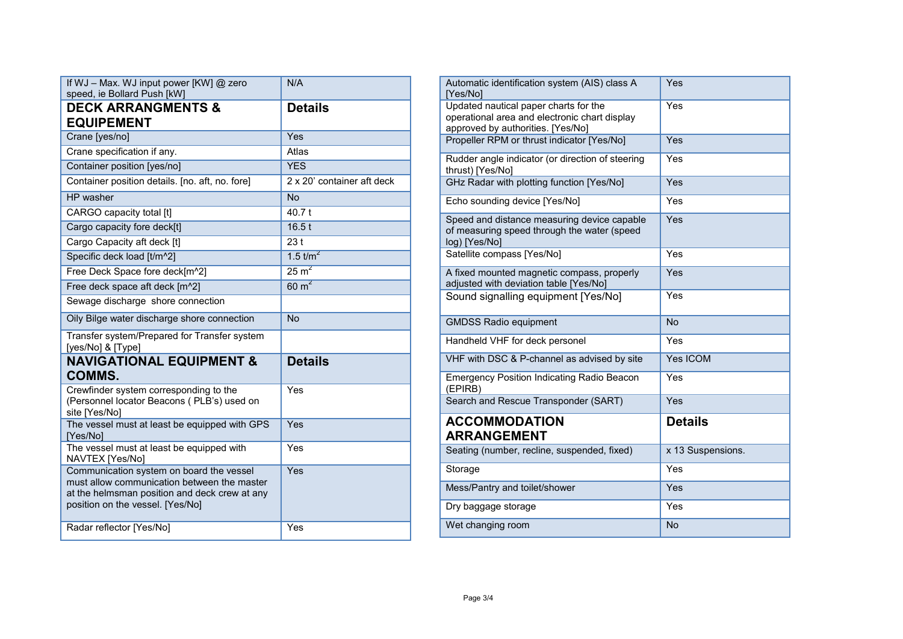| | |
|---|---|
| If WJ – Max. WJ input power [KW] @ zero speed, ie Bollard Push [kW] | N/A |
| **DECK ARRANGMENTS & EQUIPEMENT** | **Details** |
| Crane [yes/no] | Yes |
| Crane specification if any. | Atlas |
| Container position [yes/no] | YES |
| Container position details. [no. aft, no. fore] | 2 x 20' container aft deck |
| HP washer | No |
| CARGO capacity total [t] | 40.7 t |
| Cargo capacity fore deck[t] | 16.5 t |
| Cargo Capacity aft deck [t] | 23 t |
| Specific deck load [t/m^2] | 1.5 t/m$^2$ |
| Free Deck Space fore deck[m^2] | 25 m$^2$ |
| Free deck space aft deck [m^2] | 60 m$^2$ |
| Sewage discharge shore connection | |
| Oily Bilge water discharge shore connection | No |
| Transfer system/Prepared for Transfer system [yes/No] & [Type] | |
| **NAVIGATIONAL EQUIPMENT & COMMS.** | **Details** |
| Crewfinder system corresponding to the (Personnel locator Beacons ( PLB's) used on site [Yes/No] | Yes |
| The vessel must at least be equipped with GPS [Yes/No] | Yes |
| The vessel must at least be equipped with NAVTEX [Yes/No] | Yes |
| Communication system on board the vessel must allow communication between the master at the helmsman position and deck crew at any position on the vessel. [Yes/No] | Yes |
| Radar reflector [Yes/No] | Yes |

| | |
|---|---|
| Automatic identification system (AIS) class A [Yes/No] | Yes |
| Updated nautical paper charts for the operational area and electronic chart display approved by authorities. [Yes/No] | Yes |
| Propeller RPM or thrust indicator [Yes/No] | Yes |
| Rudder angle indicator (or direction of steering thrust) [Yes/No] | Yes |
| GHz Radar with plotting function [Yes/No] | Yes |
| Echo sounding device [Yes/No] | Yes |
| Speed and distance measuring device capable of measuring speed through the water (speed log) [Yes/No] | Yes |
| Satellite compass [Yes/No] | Yes |
| A fixed mounted magnetic compass, properly adjusted with deviation table [Yes/No] | Yes |
| Sound signalling equipment [Yes/No] | Yes |
| GMDSS Radio equipment | No |
| Handheld VHF for deck personel | Yes |
| VHF with DSC & P-channel as advised by site | Yes ICOM |
| Emergency Position Indicating Radio Beacon (EPIRB) | Yes |
| Search and Rescue Transponder (SART) | Yes |
| **ACCOMMODATION ARRANGEMENT** | **Details** |
| Seating (number, recline, suspended, fixed) | x 13 Suspensions. |
| Storage | Yes |
| Mess/Pantry and toilet/shower | Yes |
| Dry baggage storage | Yes |
| Wet changing room | No |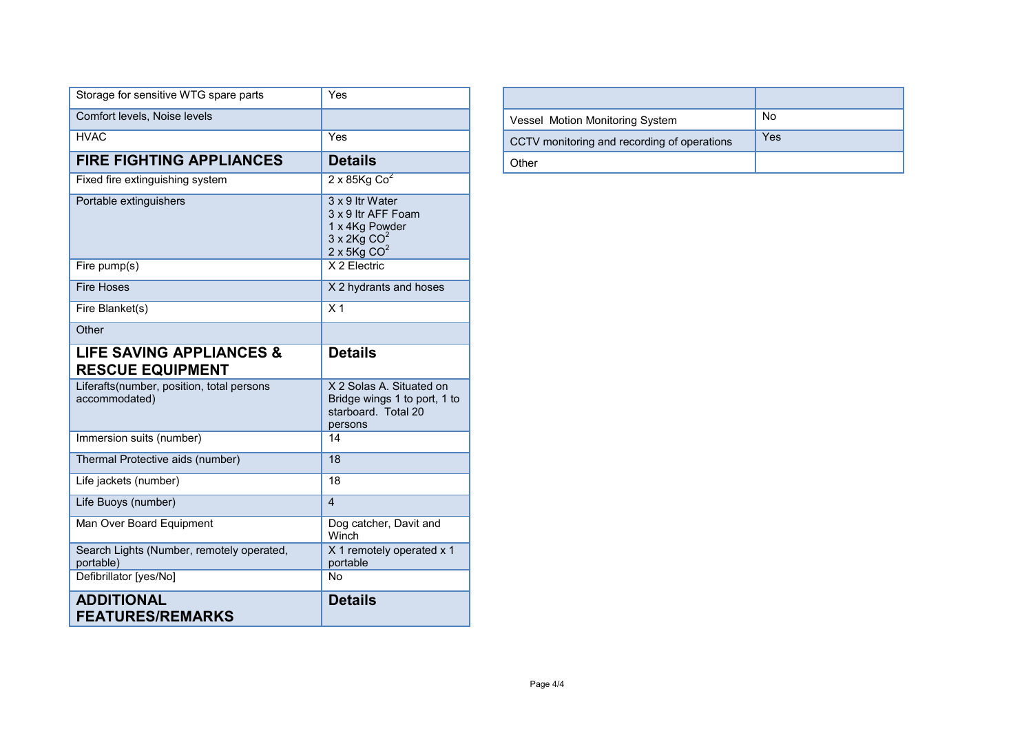| | |
|---|---|
| Storage for sensitive WTG spare parts | Yes |
| Comfort levels, Noise levels | |
| HVAC | Yes |
| **FIRE FIGHTING APPLIANCES** | **Details** |
| Fixed fire extinguishing system | 2 x 85Kg $Co^2$ |
| Portable extinguishers | 3 x 9 ltr Water<br>3 x 9 ltr AFF Foam<br>1 x 4Kg Powder<br>3 x 2Kg $CO^2$<br>2 x 5Kg $CO^2$ |
| Fire pump(s) | X 2 Electric |
| Fire Hoses | X 2 hydrants and hoses |
| Fire Blanket(s) | X 1 |
| Other | |
| **LIFE SAVING APPLIANCES & RESCUE EQUIPMENT** | **Details** |
| Liferafts(number, position, total persons accommodated) | X 2 Solas A. Situated on Bridge wings 1 to port, 1 to starboard. Total 20 persons |
| Immersion suits (number) | 14 |
| Thermal Protective aids (number) | 18 |
| Life jackets (number) | 18 |
| Life Buoys (number) | 4 |
| Man Over Board Equipment | Dog catcher, Davit and Winch |
| Search Lights (Number, remotely operated, portable) | X 1 remotely operated x 1 portable |
| Defibrillator [yes/No] | No |
| **ADDITIONAL FEATURES/REMARKS** | **Details** |

| | |
|---|---|
| Vessel Motion Monitoring System | No |
| CCTV monitoring and recording of operations | Yes |
| Other | |